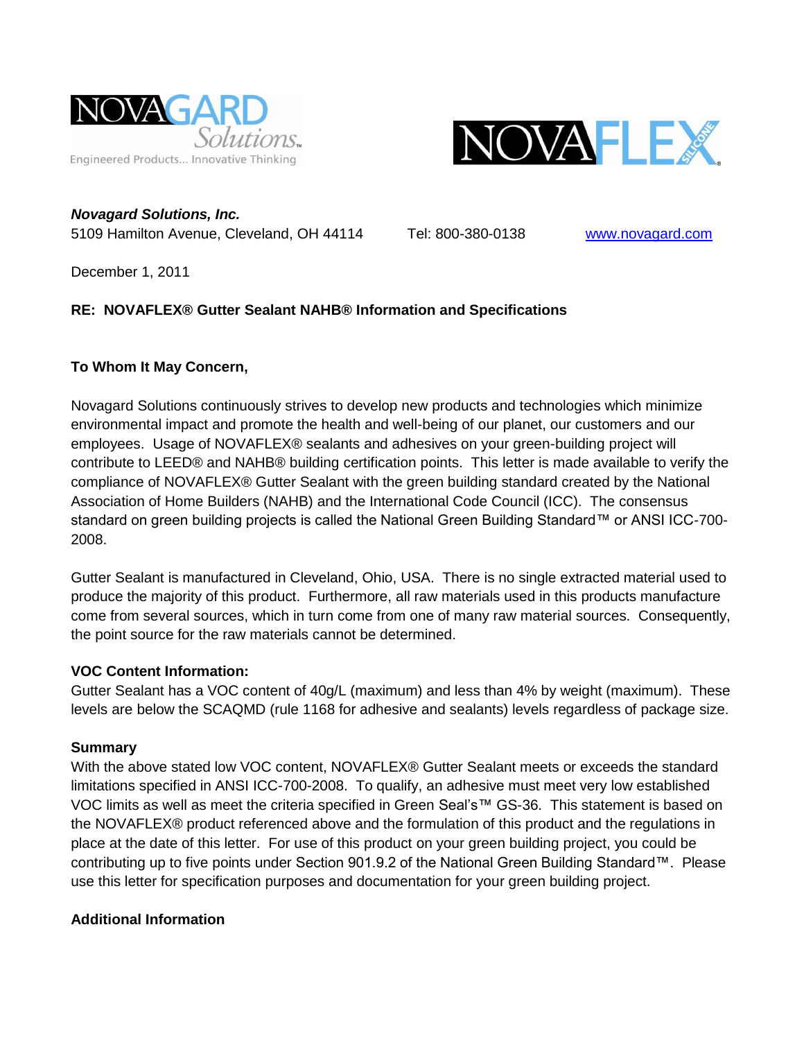NOVAGARD Solutions
Engineered Products... Innovative Thinking

NOVAFLEX SILICONE

***Novagard Solutions, Inc.***
5109 Hamilton Avenue, Cleveland, OH 44114 Tel: 800-380-0138 www.novagard.com

December 1, 2011

**RE: NOVAFLEX® Gutter Sealant NAHB® Information and Specifications**

**To Whom It May Concern,**

Novagard Solutions continuously strives to develop new products and technologies which minimize environmental impact and promote the health and well-being of our planet, our customers and our employees. Usage of NOVAFLEX® sealants and adhesives on your green-building project will contribute to LEED® and NAHB® building certification points. This letter is made available to verify the compliance of NOVAFLEX® Gutter Sealant with the green building standard created by the National Association of Home Builders (NAHB) and the International Code Council (ICC). The consensus standard on green building projects is called the National Green Building Standard™ or ANSI ICC-700-2008.

Gutter Sealant is manufactured in Cleveland, Ohio, USA. There is no single extracted material used to produce the majority of this product. Furthermore, all raw materials used in this products manufacture come from several sources, which in turn come from one of many raw material sources. Consequently, the point source for the raw materials cannot be determined.

**VOC Content Information:**
Gutter Sealant has a VOC content of 40g/L (maximum) and less than 4% by weight (maximum). These levels are below the SCAQMD (rule 1168 for adhesive and sealants) levels regardless of package size.

**Summary**
With the above stated low VOC content, NOVAFLEX® Gutter Sealant meets or exceeds the standard limitations specified in ANSI ICC-700-2008. To qualify, an adhesive must meet very low established VOC limits as well as meet the criteria specified in Green Seal's™ GS-36. This statement is based on the NOVAFLEX® product referenced above and the formulation of this product and the regulations in place at the date of this letter. For use of this product on your green building project, you could be contributing up to five points under Section 901.9.2 of the National Green Building Standard™. Please use this letter for specification purposes and documentation for your green building project.

**Additional Information**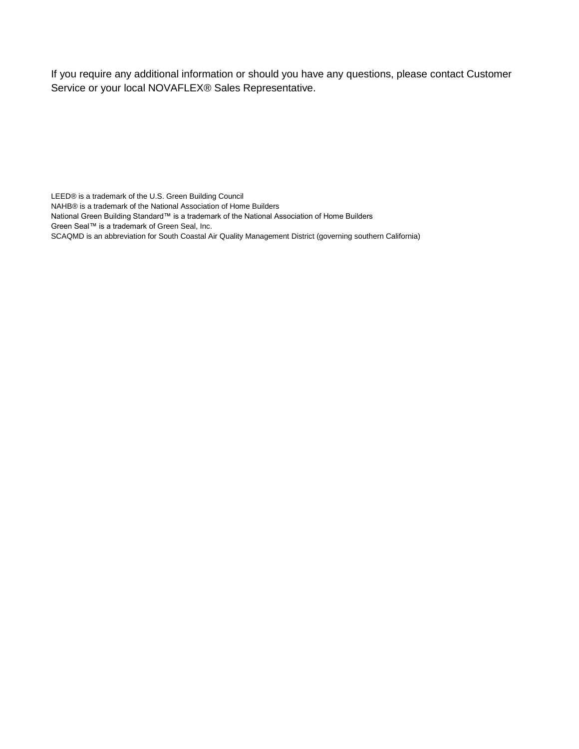If you require any additional information or should you have any questions, please contact Customer Service or your local NOVAFLEX® Sales Representative.

LEED® is a trademark of the U.S. Green Building Council
NAHB® is a trademark of the National Association of Home Builders
National Green Building Standard™ is a trademark of the National Association of Home Builders
Green Seal™ is a trademark of Green Seal, Inc.
SCAQMD is an abbreviation for South Coastal Air Quality Management District (governing southern California)